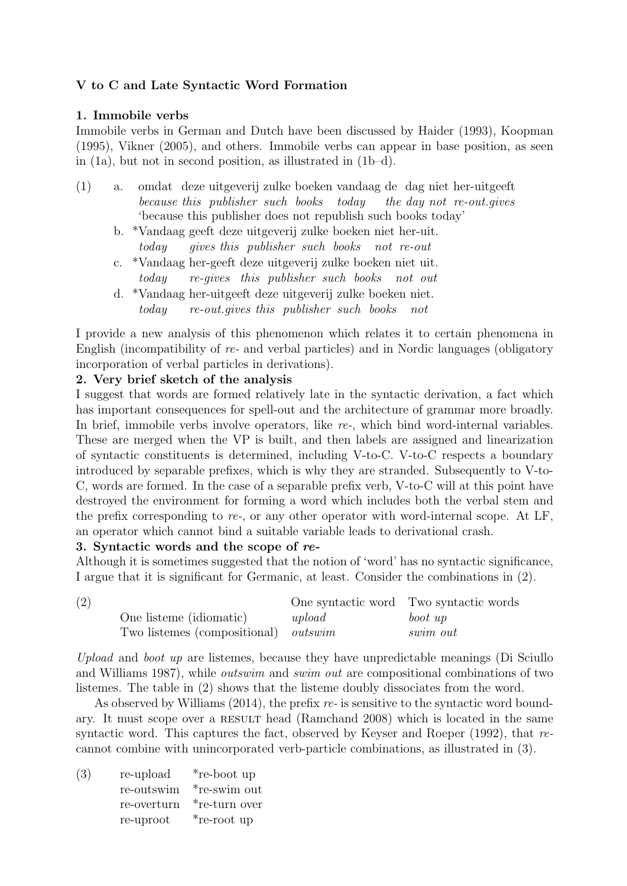**V to C and Late Syntactic Word Formation**

**1. Immobile verbs**

Immobile verbs in German and Dutch have been discussed by Haider (1993), Koopman (1995), Vikner (2005), and others. Immobile verbs can appear in base position, as seen in (1a), but not in second position, as illustrated in (1b–d).

(1)

a. omdat deze uitgeverij zulke boeken vandaag de dag niet her-uitgeeft
*because this publisher such books today the day not re-out.gives*
'because this publisher does not republish such books today'

b. *Vandaag geeft deze uitgeverij zulke boeken niet her-uit.
*today gives this publisher such books not re-out*

c. *Vandaag her-geeft deze uitgeverij zulke boeken niet uit.
*today re-gives this publisher such books not out*

d. *Vandaag her-uitgeeft deze uitgeverij zulke boeken niet.
*today re-out.gives this publisher such books not*

I provide a new analysis of this phenomenon which relates it to certain phenomena in English (incompatibility of *re-* and verbal particles) and in Nordic languages (obligatory incorporation of verbal particles in derivations).

**2. Very brief sketch of the analysis**

I suggest that words are formed relatively late in the syntactic derivation, a fact which has important consequences for spell-out and the architecture of grammar more broadly. In brief, immobile verbs involve operators, like *re-*, which bind word-internal variables. These are merged when the VP is built, and then labels are assigned and linearization of syntactic constituents is determined, including V-to-C. V-to-C respects a boundary introduced by separable prefixes, which is why they are stranded. Subsequently to V-to-C, words are formed. In the case of a separable prefix verb, V-to-C will at this point have destroyed the environment for forming a word which includes both the verbal stem and the prefix corresponding to *re-*, or any other operator with word-internal scope. At LF, an operator which cannot bind a suitable variable leads to derivational crash.

**3. Syntactic words and the scope of *re-***

Although it is sometimes suggested that the notion of 'word' has no syntactic significance, I argue that it is significant for Germanic, at least. Consider the combinations in (2).

(2)

| | One syntactic word | Two syntactic words |
|---|---|---|
| One listeme (idiomatic) | *upload* | *boot up* |
| Two listemes (compositional) | *outswim* | *swim out* |

*Upload* and *boot up* are listemes, because they have unpredictable meanings (Di Sciullo and Williams 1987), while *outswim* and *swim out* are compositional combinations of two listemes. The table in (2) shows that the listeme doubly dissociates from the word.

As observed by Williams (2014), the prefix *re-* is sensitive to the syntactic word boundary. It must scope over a RESULT head (Ramchand 2008) which is located in the same syntactic word. This captures the fact, observed by Keyser and Roeper (1992), that *re-* cannot combine with unincorporated verb-particle combinations, as illustrated in (3).

(3)

| | |
|---|---|
| re-upload | *re-boot up |
| re-outswim | *re-swim out |
| re-overturn | *re-turn over |
| re-uproot | *re-root up |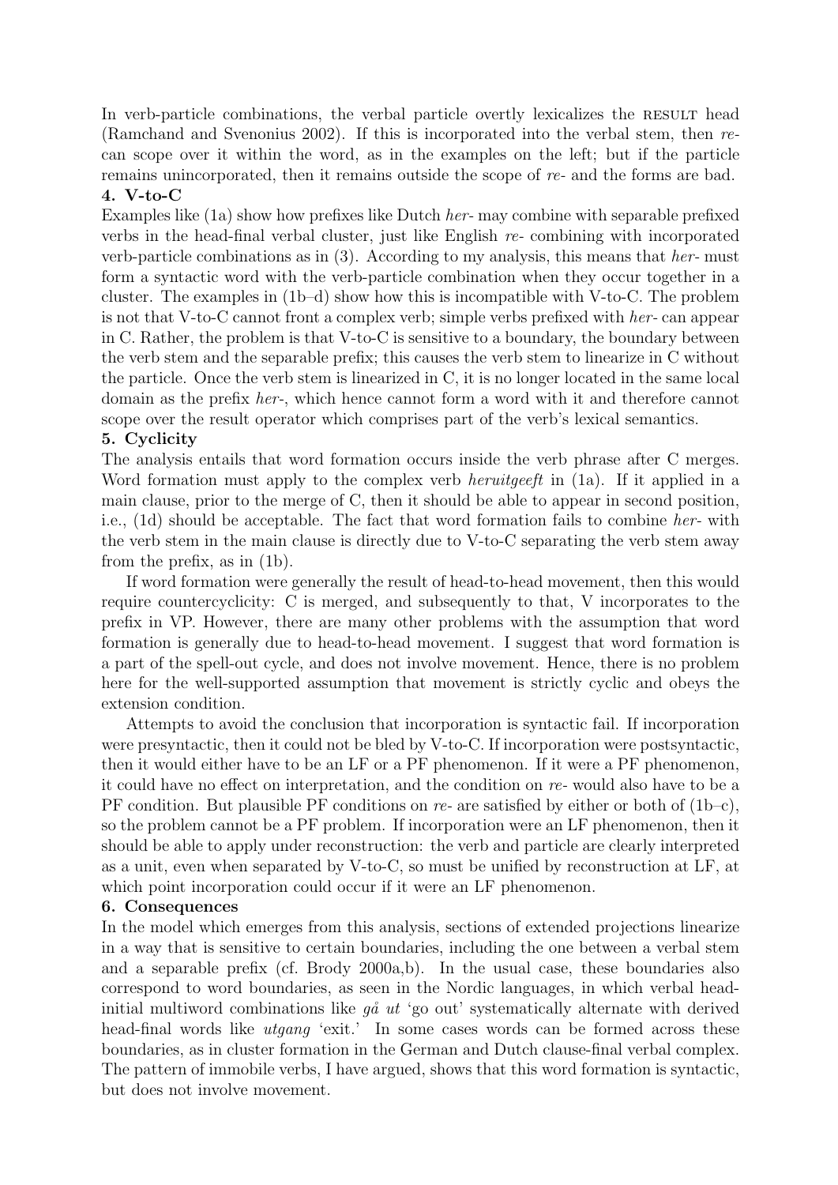In verb-particle combinations, the verbal particle overtly lexicalizes the RESULT head (Ramchand and Svenonius 2002). If this is incorporated into the verbal stem, then *re-* can scope over it within the word, as in the examples on the left; but if the particle remains unincorporated, then it remains outside the scope of *re-* and the forms are bad.

**4. V-to-C**

Examples like (1a) show how prefixes like Dutch *her-* may combine with separable prefixed verbs in the head-final verbal cluster, just like English *re-* combining with incorporated verb-particle combinations as in (3). According to my analysis, this means that *her-* must form a syntactic word with the verb-particle combination when they occur together in a cluster. The examples in (1b–d) show how this is incompatible with V-to-C. The problem is not that V-to-C cannot front a complex verb; simple verbs prefixed with *her-* can appear in C. Rather, the problem is that V-to-C is sensitive to a boundary, the boundary between the verb stem and the separable prefix; this causes the verb stem to linearize in C without the particle. Once the verb stem is linearized in C, it is no longer located in the same local domain as the prefix *her-*, which hence cannot form a word with it and therefore cannot scope over the result operator which comprises part of the verb's lexical semantics.

**5. Cyclicity**

The analysis entails that word formation occurs inside the verb phrase after C merges. Word formation must apply to the complex verb *heruitgeeft* in (1a). If it applied in a main clause, prior to the merge of C, then it should be able to appear in second position, i.e., (1d) should be acceptable. The fact that word formation fails to combine *her-* with the verb stem in the main clause is directly due to V-to-C separating the verb stem away from the prefix, as in (1b).

If word formation were generally the result of head-to-head movement, then this would require countercyclicity: C is merged, and subsequently to that, V incorporates to the prefix in VP. However, there are many other problems with the assumption that word formation is generally due to head-to-head movement. I suggest that word formation is a part of the spell-out cycle, and does not involve movement. Hence, there is no problem here for the well-supported assumption that movement is strictly cyclic and obeys the extension condition.

Attempts to avoid the conclusion that incorporation is syntactic fail. If incorporation were presyntactic, then it could not be bled by V-to-C. If incorporation were postsyntactic, then it would either have to be an LF or a PF phenomenon. If it were a PF phenomenon, it could have no effect on interpretation, and the condition on *re-* would also have to be a PF condition. But plausible PF conditions on *re-* are satisfied by either or both of (1b–c), so the problem cannot be a PF problem. If incorporation were an LF phenomenon, then it should be able to apply under reconstruction: the verb and particle are clearly interpreted as a unit, even when separated by V-to-C, so must be unified by reconstruction at LF, at which point incorporation could occur if it were an LF phenomenon.

**6. Consequences**

In the model which emerges from this analysis, sections of extended projections linearize in a way that is sensitive to certain boundaries, including the one between a verbal stem and a separable prefix (cf. Brody 2000a,b). In the usual case, these boundaries also correspond to word boundaries, as seen in the Nordic languages, in which verbal head-initial multiword combinations like *gå ut* 'go out' systematically alternate with derived head-final words like *utgang* 'exit.' In some cases words can be formed across these boundaries, as in cluster formation in the German and Dutch clause-final verbal complex. The pattern of immobile verbs, I have argued, shows that this word formation is syntactic, but does not involve movement.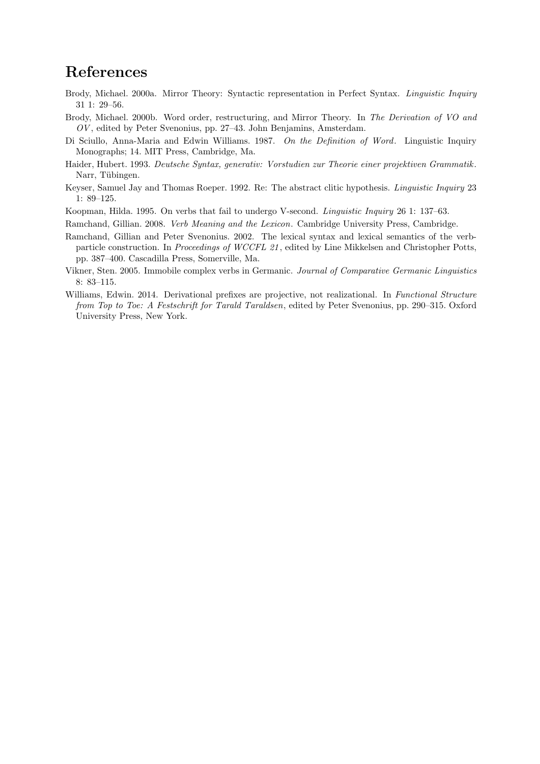# References

Brody, Michael. 2000a. Mirror Theory: Syntactic representation in Perfect Syntax. *Linguistic Inquiry* 31 1: 29–56.

Brody, Michael. 2000b. Word order, restructuring, and Mirror Theory. In *The Derivation of VO and OV*, edited by Peter Svenonius, pp. 27–43. John Benjamins, Amsterdam.

Di Sciullo, Anna-Maria and Edwin Williams. 1987. *On the Definition of Word*. Linguistic Inquiry Monographs; 14. MIT Press, Cambridge, Ma.

Haider, Hubert. 1993. *Deutsche Syntax, generativ: Vorstudien zur Theorie einer projektiven Grammatik*. Narr, Tübingen.

Keyser, Samuel Jay and Thomas Roeper. 1992. Re: The abstract clitic hypothesis. *Linguistic Inquiry* 23 1: 89–125.

Koopman, Hilda. 1995. On verbs that fail to undergo V-second. *Linguistic Inquiry* 26 1: 137–63.

Ramchand, Gillian. 2008. *Verb Meaning and the Lexicon*. Cambridge University Press, Cambridge.

Ramchand, Gillian and Peter Svenonius. 2002. The lexical syntax and lexical semantics of the verb-particle construction. In *Proceedings of WCCFL 21*, edited by Line Mikkelsen and Christopher Potts, pp. 387–400. Cascadilla Press, Somerville, Ma.

Vikner, Sten. 2005. Immobile complex verbs in Germanic. *Journal of Comparative Germanic Linguistics* 8: 83–115.

Williams, Edwin. 2014. Derivational prefixes are projective, not realizational. In *Functional Structure from Top to Toe: A Festschrift for Tarald Taraldsen*, edited by Peter Svenonius, pp. 290–315. Oxford University Press, New York.